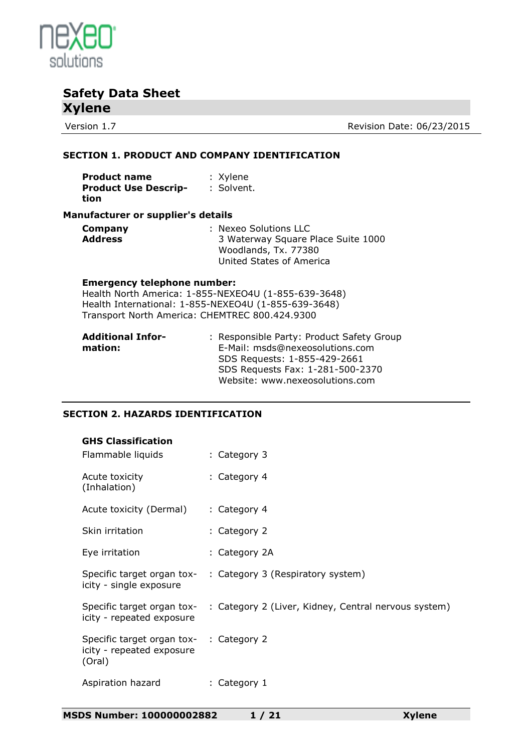nexeo solutions

# Safety Data Sheet

## Xylene

Version 1.7 | Revision Date: 06/23/2015

### SECTION 1. PRODUCT AND COMPANY IDENTIFICATION

**Product name** : Xylene
**Product Use Description** : Solvent.

**Manufacturer or supplier's details**

**Company** : Nexeo Solutions LLC
**Address** : 3 Waterway Square Place Suite 1000
Woodlands, Tx. 77380
United States of America

**Emergency telephone number:**
Health North America: 1-855-NEXEO4U (1-855-639-3648)
Health International: 1-855-NEXEO4U (1-855-639-3648)
Transport North America: CHEMTREC 800.424.9300

**Additional Information:** : Responsible Party: Product Safety Group
E-Mail: msds@nexeosolutions.com
SDS Requests: 1-855-429-2661
SDS Requests Fax: 1-281-500-2370
Website: www.nexeosolutions.com

### SECTION 2. HAZARDS IDENTIFICATION

**GHS Classification**

| | |
|---|---|
| Flammable liquids | : Category 3 |
| Acute toxicity (Inhalation) | : Category 4 |
| Acute toxicity (Dermal) | : Category 4 |
| Skin irritation | : Category 2 |
| Eye irritation | : Category 2A |
| Specific target organ toxicity - single exposure | : Category 3 (Respiratory system) |
| Specific target organ toxicity - repeated exposure | : Category 2 (Liver, Kidney, Central nervous system) |
| Specific target organ toxicity - repeated exposure (Oral) | : Category 2 |
| Aspiration hazard | : Category 1 |

MSDS Number: 100000002882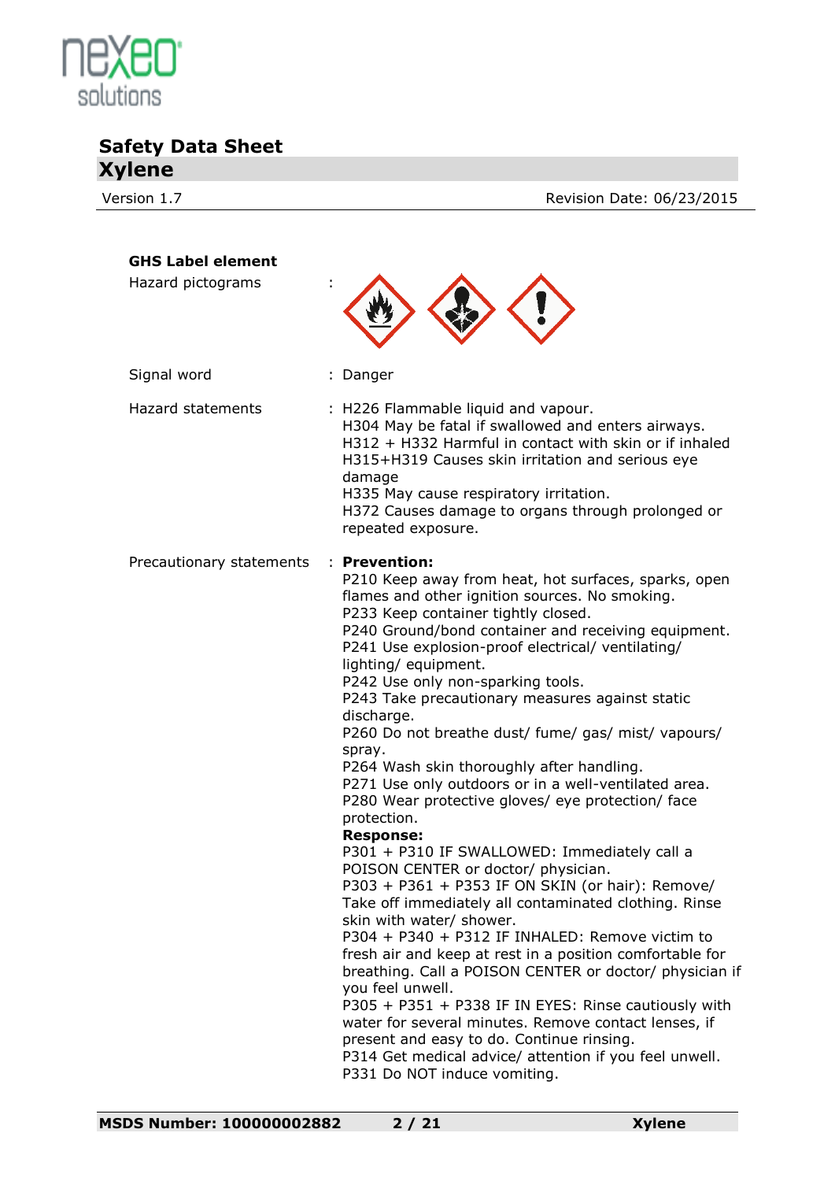**GHS Label element**

| | | |
|---|---|---|
| Hazard pictograms | : | |
| Signal word | : | Danger |
| Hazard statements | : | H226 Flammable liquid and vapour.<br>H304 May be fatal if swallowed and enters airways.<br>H312 + H332 Harmful in contact with skin or if inhaled<br>H315+H319 Causes skin irritation and serious eye damage<br>H335 May cause respiratory irritation.<br>H372 Causes damage to organs through prolonged or repeated exposure. |
| Precautionary statements | : | **Prevention:**<br>P210 Keep away from heat, hot surfaces, sparks, open flames and other ignition sources. No smoking.<br>P233 Keep container tightly closed.<br>P240 Ground/bond container and receiving equipment.<br>P241 Use explosion-proof electrical/ ventilating/ lighting/ equipment.<br>P242 Use only non-sparking tools.<br>P243 Take precautionary measures against static discharge.<br>P260 Do not breathe dust/ fume/ gas/ mist/ vapours/ spray.<br>P264 Wash skin thoroughly after handling.<br>P271 Use only outdoors or in a well-ventilated area.<br>P280 Wear protective gloves/ eye protection/ face protection.<br>**Response:**<br>P301 + P310 IF SWALLOWED: Immediately call a POISON CENTER or doctor/ physician.<br>P303 + P361 + P353 IF ON SKIN (or hair): Remove/ Take off immediately all contaminated clothing. Rinse skin with water/ shower.<br>P304 + P340 + P312 IF INHALED: Remove victim to fresh air and keep at rest in a position comfortable for breathing. Call a POISON CENTER or doctor/ physician if you feel unwell.<br>P305 + P351 + P338 IF IN EYES: Rinse cautiously with water for several minutes. Remove contact lenses, if present and easy to do. Continue rinsing.<br>P314 Get medical advice/ attention if you feel unwell.<br>P331 Do NOT induce vomiting. |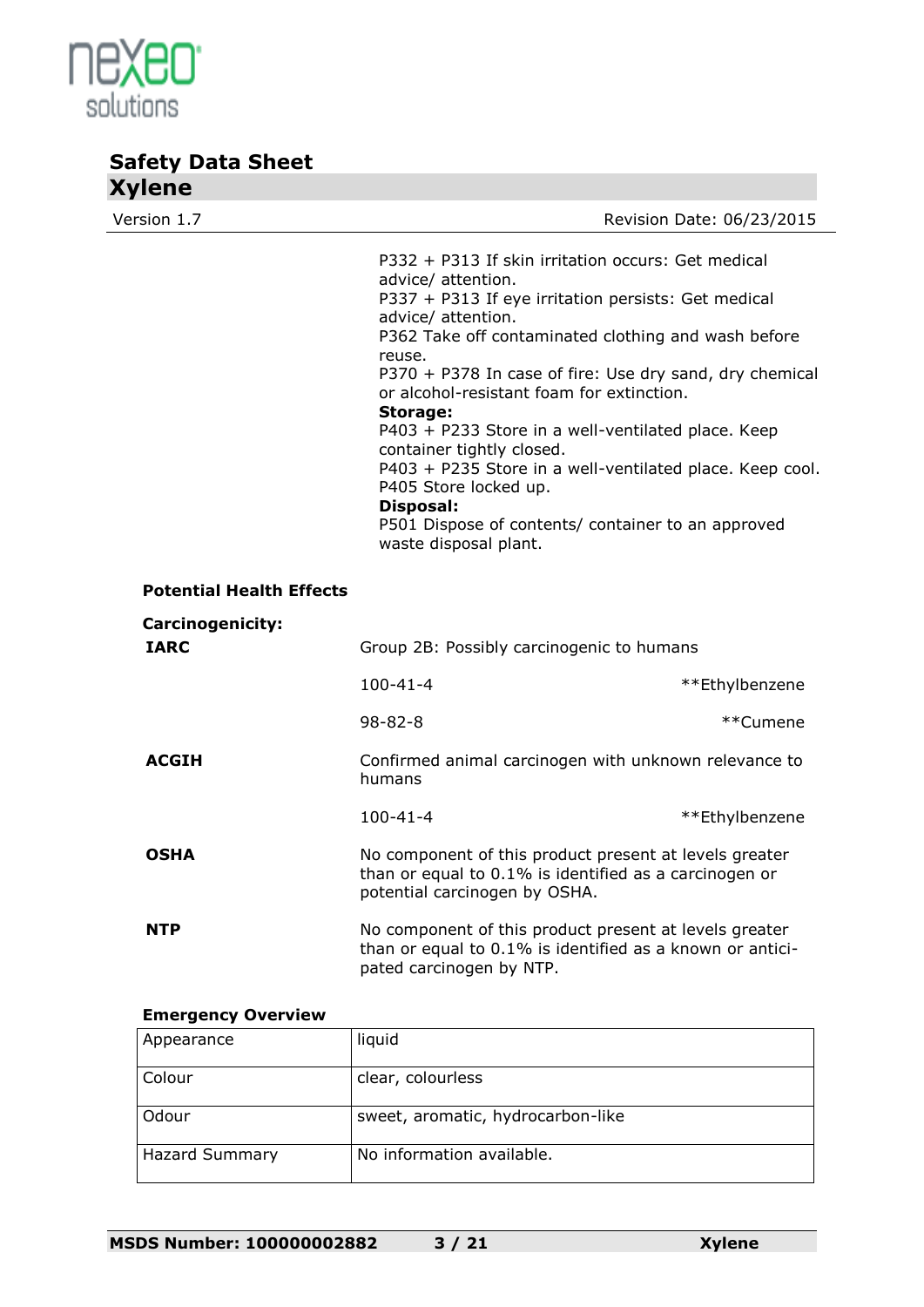P332 + P313 If skin irritation occurs: Get medical advice/ attention.
P337 + P313 If eye irritation persists: Get medical advice/ attention.
P362 Take off contaminated clothing and wash before reuse.
P370 + P378 In case of fire: Use dry sand, dry chemical or alcohol-resistant foam for extinction.
**Storage:**
P403 + P233 Store in a well-ventilated place. Keep container tightly closed.
P403 + P235 Store in a well-ventilated place. Keep cool.
P405 Store locked up.
**Disposal:**
P501 Dispose of contents/ container to an approved waste disposal plant.

**Potential Health Effects**

**Carcinogenicity:**

| | | |
|---|---|---|
| **IARC** | Group 2B: Possibly carcinogenic to humans | |
| | 100-41-4 | **Ethylbenzene |
| | 98-82-8 | **Cumene |
| **ACGIH** | Confirmed animal carcinogen with unknown relevance to humans | |
| | 100-41-4 | **Ethylbenzene |
| **OSHA** | No component of this product present at levels greater than or equal to 0.1% is identified as a carcinogen or potential carcinogen by OSHA. | |
| **NTP** | No component of this product present at levels greater than or equal to 0.1% is identified as a known or anticipated carcinogen by NTP. | |

**Emergency Overview**

| | |
|---|---|
| Appearance | liquid |
| Colour | clear, colourless |
| Odour | sweet, aromatic, hydrocarbon-like |
| Hazard Summary | No information available. |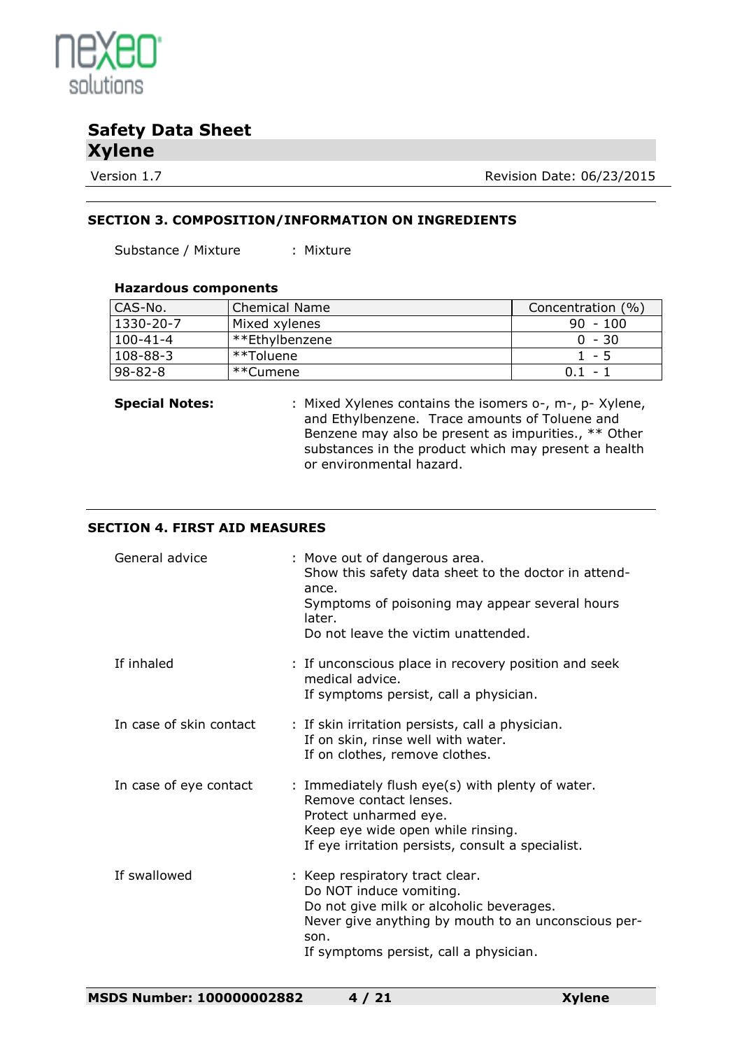## SECTION 3. COMPOSITION/INFORMATION ON INGREDIENTS

Substance / Mixture : Mixture

**Hazardous components**

| CAS-No. | Chemical Name | Concentration (%) |
|---|---|---|
| 1330-20-7 | Mixed xylenes | 90 - 100 |
| 100-41-4 | **Ethylbenzene | 0 - 30 |
| 108-88-3 | **Toluene | 1 - 5 |
| 98-82-8 | **Cumene | 0.1 - 1 |

**Special Notes:** : Mixed Xylenes contains the isomers o-, m-, p- Xylene, and Ethylbenzene. Trace amounts of Toluene and Benzene may also be present as impurities., ** Other substances in the product which may present a health or environmental hazard.

## SECTION 4. FIRST AID MEASURES

General advice : Move out of dangerous area.
Show this safety data sheet to the doctor in attendance.
Symptoms of poisoning may appear several hours later.
Do not leave the victim unattended.

If inhaled : If unconscious place in recovery position and seek medical advice.
If symptoms persist, call a physician.

In case of skin contact : If skin irritation persists, call a physician.
If on skin, rinse well with water.
If on clothes, remove clothes.

In case of eye contact : Immediately flush eye(s) with plenty of water.
Remove contact lenses.
Protect unharmed eye.
Keep eye wide open while rinsing.
If eye irritation persists, consult a specialist.

If swallowed : Keep respiratory tract clear.
Do NOT induce vomiting.
Do not give milk or alcoholic beverages.
Never give anything by mouth to an unconscious person.
If symptoms persist, call a physician.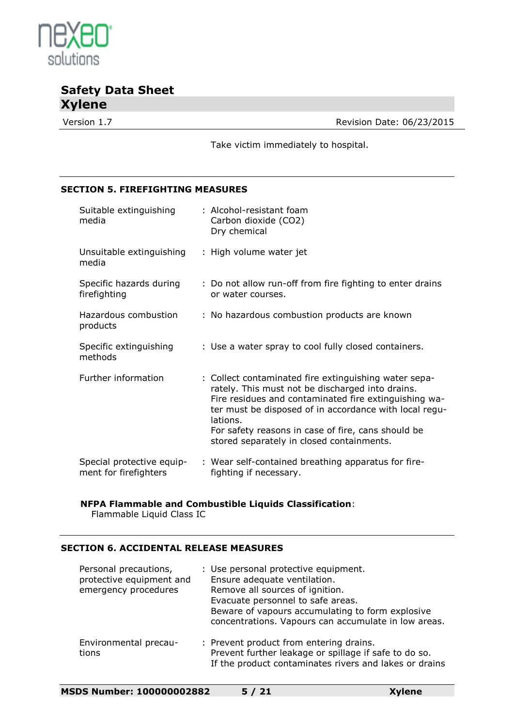Take victim immediately to hospital.

## SECTION 5. FIREFIGHTING MEASURES

| | |
|---|---|
| Suitable extinguishing media | : Alcohol-resistant foam<br>Carbon dioxide ($CO_2$)<br>Dry chemical |
| Unsuitable extinguishing media | : High volume water jet |
| Specific hazards during firefighting | : Do not allow run-off from fire fighting to enter drains or water courses. |
| Hazardous combustion products | : No hazardous combustion products are known |
| Specific extinguishing methods | : Use a water spray to cool fully closed containers. |
| Further information | : Collect contaminated fire extinguishing water separately. This must not be discharged into drains.<br>Fire residues and contaminated fire extinguishing water must be disposed of in accordance with local regulations.<br>For safety reasons in case of fire, cans should be stored separately in closed containments. |
| Special protective equipment for firefighters | : Wear self-contained breathing apparatus for firefighting if necessary. |

**NFPA Flammable and Combustible Liquids Classification**:
Flammable Liquid Class IC

## SECTION 6. ACCIDENTAL RELEASE MEASURES

| | |
|---|---|
| Personal precautions, protective equipment and emergency procedures | : Use personal protective equipment.<br>Ensure adequate ventilation.<br>Remove all sources of ignition.<br>Evacuate personnel to safe areas.<br>Beware of vapours accumulating to form explosive concentrations. Vapours can accumulate in low areas. |
| Environmental precautions | : Prevent product from entering drains.<br>Prevent further leakage or spillage if safe to do so.<br>If the product contaminates rivers and lakes or drains |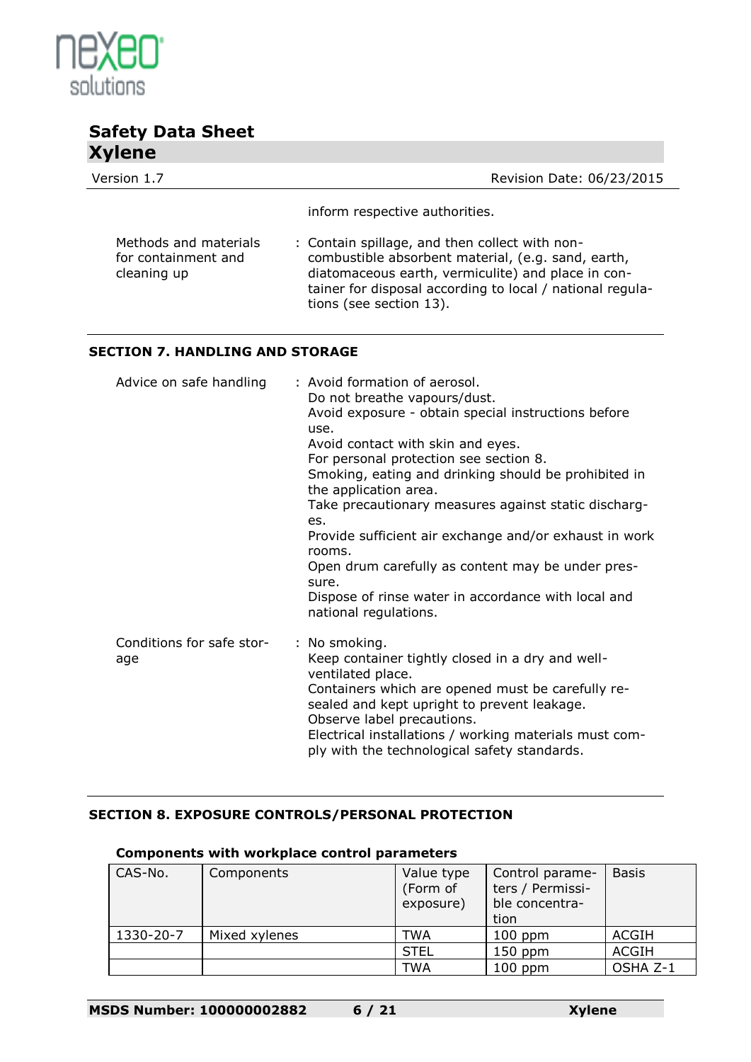inform respective authorities.

Methods and materials for containment and cleaning up : Contain spillage, and then collect with non-combustible absorbent material, (e.g. sand, earth, diatomaceous earth, vermiculite) and place in container for disposal according to local / national regulations (see section 13).

## SECTION 7. HANDLING AND STORAGE

Advice on safe handling : Avoid formation of aerosol.
Do not breathe vapours/dust.
Avoid exposure - obtain special instructions before use.
Avoid contact with skin and eyes.
For personal protection see section 8.
Smoking, eating and drinking should be prohibited in the application area.
Take precautionary measures against static discharges.
Provide sufficient air exchange and/or exhaust in work rooms.
Open drum carefully as content may be under pressure.
Dispose of rinse water in accordance with local and national regulations.

Conditions for safe storage : No smoking.
Keep container tightly closed in a dry and well-ventilated place.
Containers which are opened must be carefully resealed and kept upright to prevent leakage.
Observe label precautions.
Electrical installations / working materials must comply with the technological safety standards.

## SECTION 8. EXPOSURE CONTROLS/PERSONAL PROTECTION

### Components with workplace control parameters

| CAS-No. | Components | Value type (Form of exposure) | Control parameters / Permissible concentration | Basis |
|---|---|---|---|---|
| 1330-20-7 | Mixed xylenes | TWA | 100 ppm | ACGIH |
| | | STEL | 150 ppm | ACGIH |
| | | TWA | 100 ppm | OSHA Z-1 |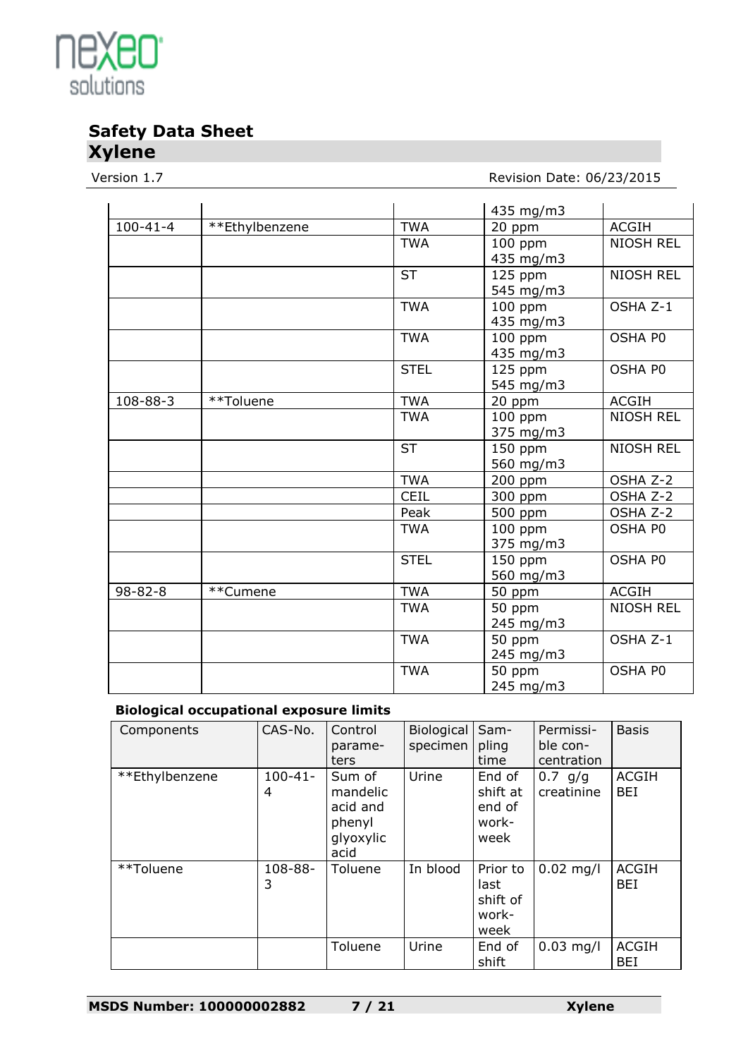| | | | 435 mg/m3 | |
|---|---|---|---|---|
| 100-41-4 | **Ethylbenzene | TWA | 20 ppm | ACGIH |
| | | TWA | 100 ppm<br>435 mg/m3 | NIOSH REL |
| | | ST | 125 ppm<br>545 mg/m3 | NIOSH REL |
| | | TWA | 100 ppm<br>435 mg/m3 | OSHA Z-1 |
| | | TWA | 100 ppm<br>435 mg/m3 | OSHA P0 |
| | | STEL | 125 ppm<br>545 mg/m3 | OSHA P0 |
| 108-88-3 | **Toluene | TWA | 20 ppm | ACGIH |
| | | TWA | 100 ppm<br>375 mg/m3 | NIOSH REL |
| | | ST | 150 ppm<br>560 mg/m3 | NIOSH REL |
| | | TWA | 200 ppm | OSHA Z-2 |
| | | CEIL | 300 ppm | OSHA Z-2 |
| | | Peak | 500 ppm | OSHA Z-2 |
| | | TWA | 100 ppm<br>375 mg/m3 | OSHA P0 |
| | | STEL | 150 ppm<br>560 mg/m3 | OSHA P0 |
| 98-82-8 | **Cumene | TWA | 50 ppm | ACGIH |
| | | TWA | 50 ppm<br>245 mg/m3 | NIOSH REL |
| | | TWA | 50 ppm<br>245 mg/m3 | OSHA Z-1 |
| | | TWA | 50 ppm<br>245 mg/m3 | OSHA P0 |

**Biological occupational exposure limits**

| Components | CAS-No. | Control parameters | Biological specimen | Sampling time | Permissible concentration | Basis |
|---|---|---|---|---|---|---|
| **Ethylbenzene | 100-41-4 | Sum of mandelic acid and phenyl glyoxylic acid | Urine | End of shift at end of workweek | 0.7 g/g creatinine | ACGIH BEI |
| **Toluene | 108-88-3 | Toluene | In blood | Prior to last shift of workweek | 0.02 mg/l | ACGIH BEI |
| | | Toluene | Urine | End of shift | 0.03 mg/l | ACGIH BEI |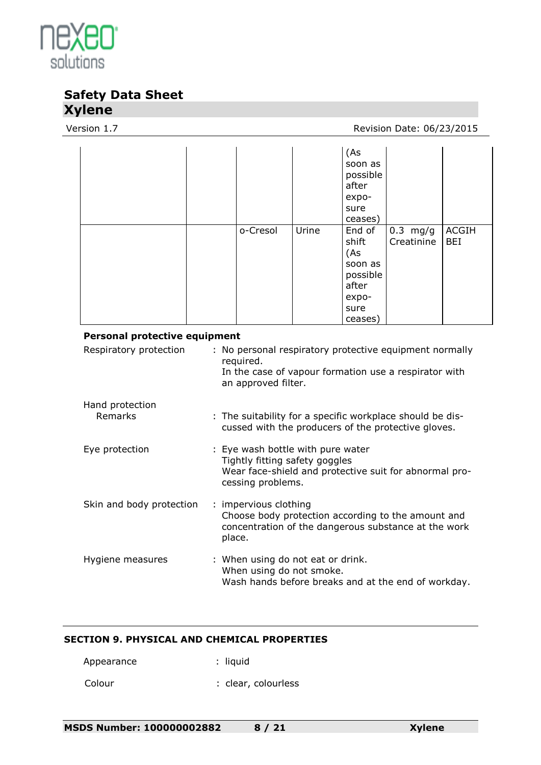| | | | | (As soon as possible after exposure ceases) | | |
|---|---|---|---|---|---|---|
| | | o-Cresol | Urine | End of shift (As soon as possible after exposure ceases) | 0.3 mg/g Creatinine | ACGIH BEI |

**Personal protective equipment**

Respiratory protection : No personal respiratory protective equipment normally required.
In the case of vapour formation use a respirator with an approved filter.

Hand protection
Remarks : The suitability for a specific workplace should be discussed with the producers of the protective gloves.

Eye protection : Eye wash bottle with pure water
Tightly fitting safety goggles
Wear face-shield and protective suit for abnormal processing problems.

Skin and body protection : impervious clothing
Choose body protection according to the amount and concentration of the dangerous substance at the work place.

Hygiene measures : When using do not eat or drink.
When using do not smoke.
Wash hands before breaks and at the end of workday.

## SECTION 9. PHYSICAL AND CHEMICAL PROPERTIES

Appearance : liquid

Colour : clear, colourless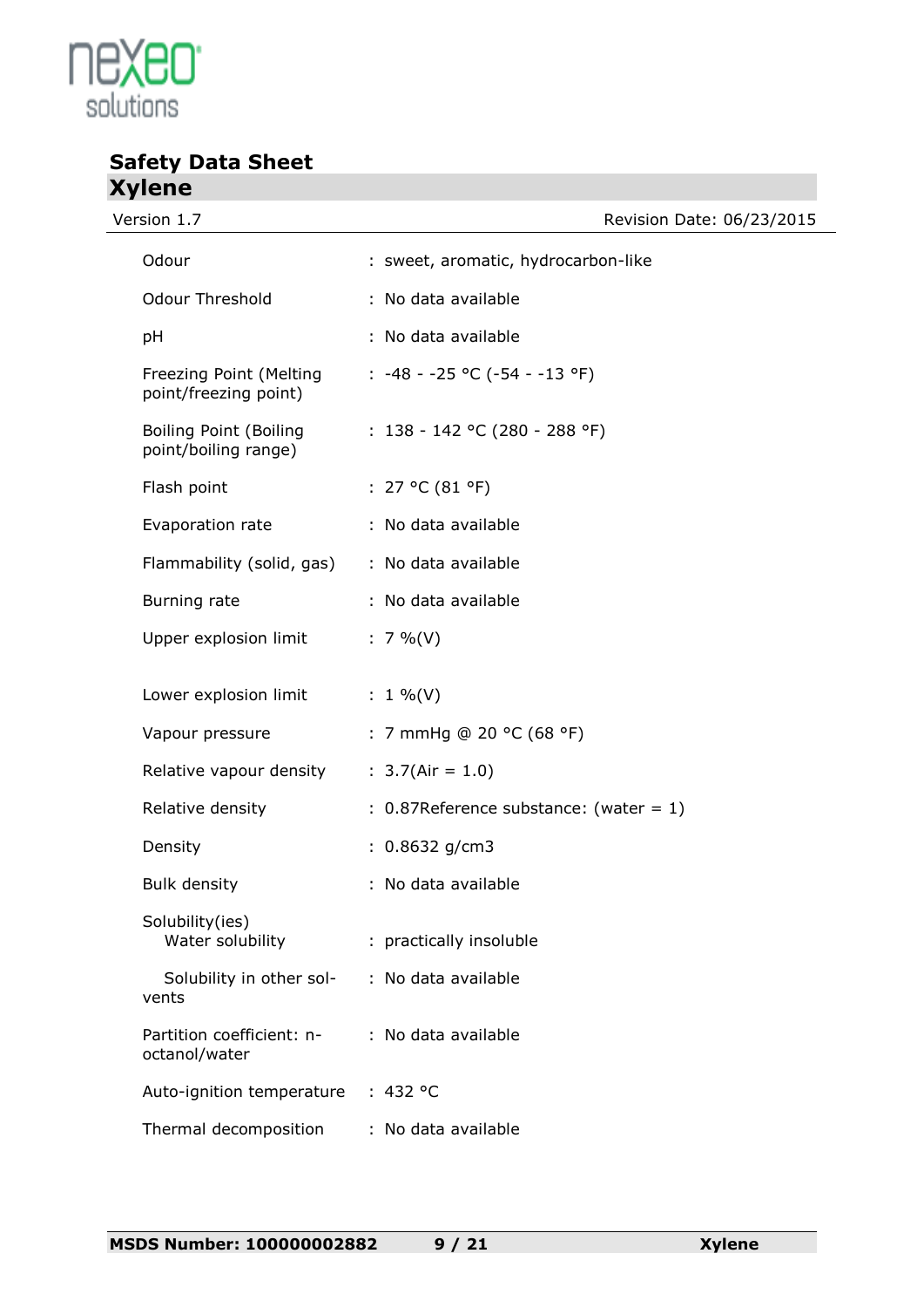| Property | | Value |
|---|---|---|
| Odour | : | sweet, aromatic, hydrocarbon-like |
| Odour Threshold | : | No data available |
| pH | : | No data available |
| Freezing Point (Melting point/freezing point) | : | -48 - -25 °C (-54 - -13 °F) |
| Boiling Point (Boiling point/boiling range) | : | 138 - 142 °C (280 - 288 °F) |
| Flash point | : | 27 °C (81 °F) |
| Evaporation rate | : | No data available |
| Flammability (solid, gas) | : | No data available |
| Burning rate | : | No data available |
| Upper explosion limit | : | 7 %(V) |
| Lower explosion limit | : | 1 %(V) |
| Vapour pressure | : | 7 mmHg @ 20 °C (68 °F) |
| Relative vapour density | : | 3.7(Air = 1.0) |
| Relative density | : | 0.87Reference substance: (water = 1) |
| Density | : | 0.8632 g/cm3 |
| Bulk density | : | No data available |
| Solubility(ies) | | |
| Water solubility | : | practically insoluble |
| Solubility in other solvents | : | No data available |
| Partition coefficient: n-octanol/water | : | No data available |
| Auto-ignition temperature | : | 432 °C |
| Thermal decomposition | : | No data available |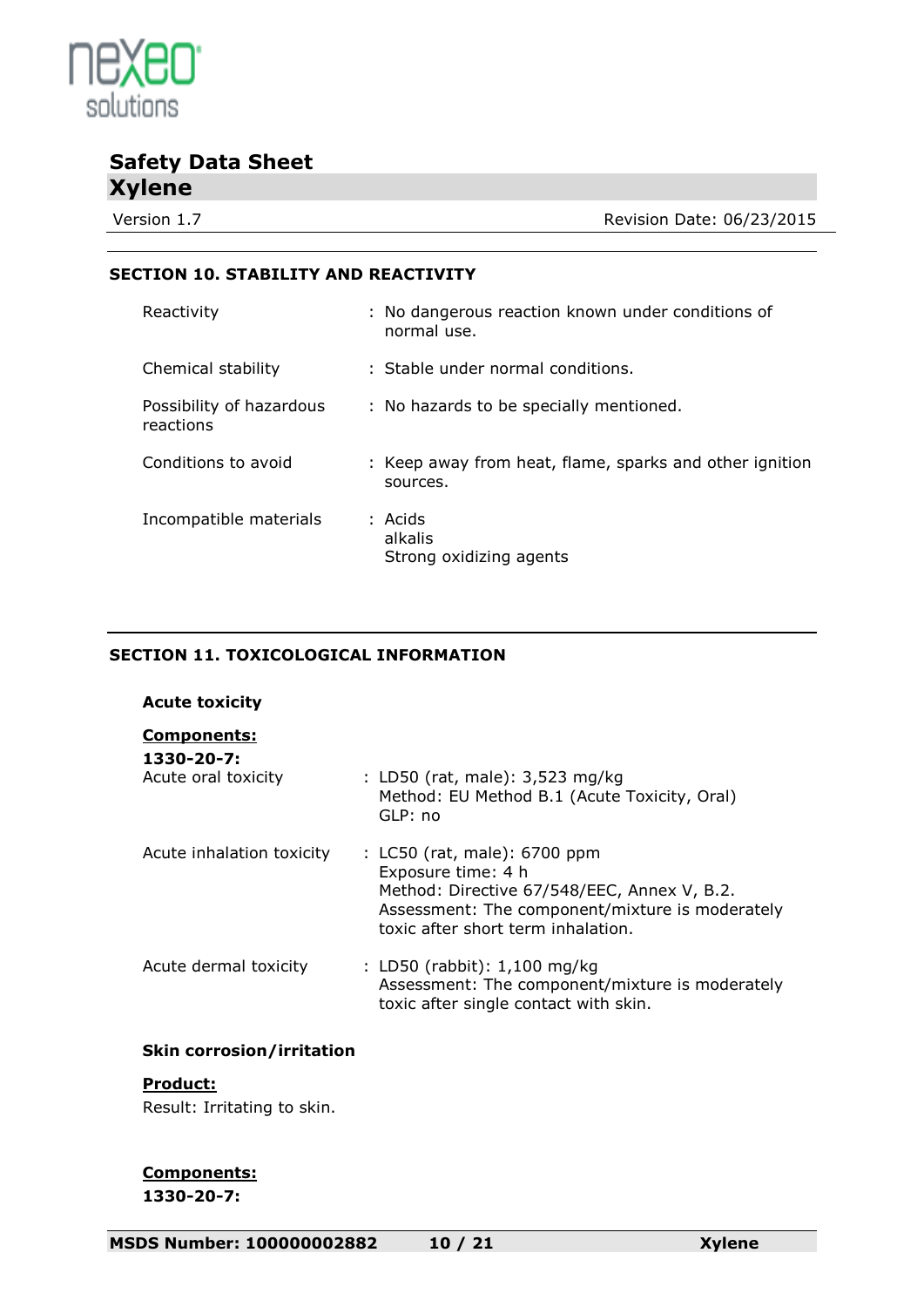## SECTION 10. STABILITY AND REACTIVITY

| | |
|---|---|
| Reactivity | : No dangerous reaction known under conditions of normal use. |
| Chemical stability | : Stable under normal conditions. |
| Possibility of hazardous reactions | : No hazards to be specially mentioned. |
| Conditions to avoid | : Keep away from heat, flame, sparks and other ignition sources. |
| Incompatible materials | : Acids<br>alkalis<br>Strong oxidizing agents |

## SECTION 11. TOXICOLOGICAL INFORMATION

**Acute toxicity**

**Components:**

**1330-20-7:**

| | |
|---|---|
| Acute oral toxicity | : LD50 (rat, male): 3,523 mg/kg<br>Method: EU Method B.1 (Acute Toxicity, Oral)<br>GLP: no |
| Acute inhalation toxicity | : LC50 (rat, male): 6700 ppm<br>Exposure time: 4 h<br>Method: Directive 67/548/EEC, Annex V, B.2.<br>Assessment: The component/mixture is moderately toxic after short term inhalation. |
| Acute dermal toxicity | : LD50 (rabbit): 1,100 mg/kg<br>Assessment: The component/mixture is moderately toxic after single contact with skin. |

**Skin corrosion/irritation**

**Product:**

Result: Irritating to skin.

**Components:**

**1330-20-7:**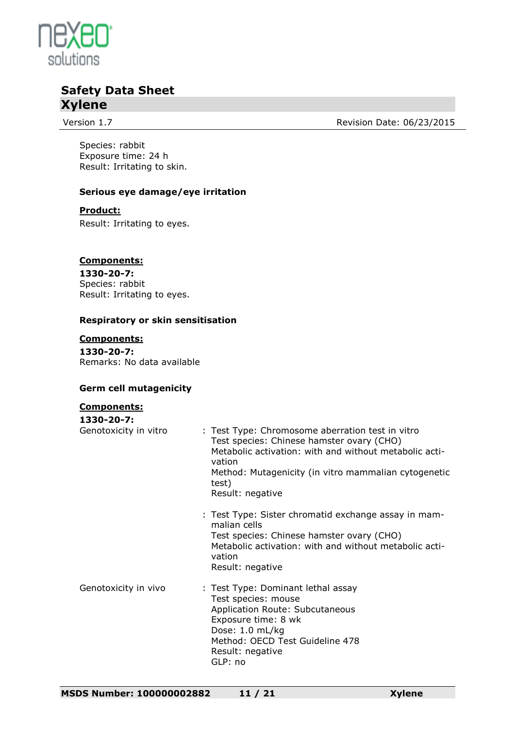Species: rabbit
Exposure time: 24 h
Result: Irritating to skin.

**Serious eye damage/eye irritation**

**Product:**

Result: Irritating to eyes.

**Components:**

**1330-20-7:**
Species: rabbit
Result: Irritating to eyes.

**Respiratory or skin sensitisation**

**Components:**

**1330-20-7:**
Remarks: No data available

**Germ cell mutagenicity**

**Components:**

**1330-20-7:**

Genotoxicity in vitro : Test Type: Chromosome aberration test in vitro
Test species: Chinese hamster ovary (CHO)
Metabolic activation: with and without metabolic activation
Method: Mutagenicity (in vitro mammalian cytogenetic test)
Result: negative

: Test Type: Sister chromatid exchange assay in mammalian cells
Test species: Chinese hamster ovary (CHO)
Metabolic activation: with and without metabolic activation
Result: negative

Genotoxicity in vivo : Test Type: Dominant lethal assay
Test species: mouse
Application Route: Subcutaneous
Exposure time: 8 wk
Dose: 1.0 mL/kg
Method: OECD Test Guideline 478
Result: negative
GLP: no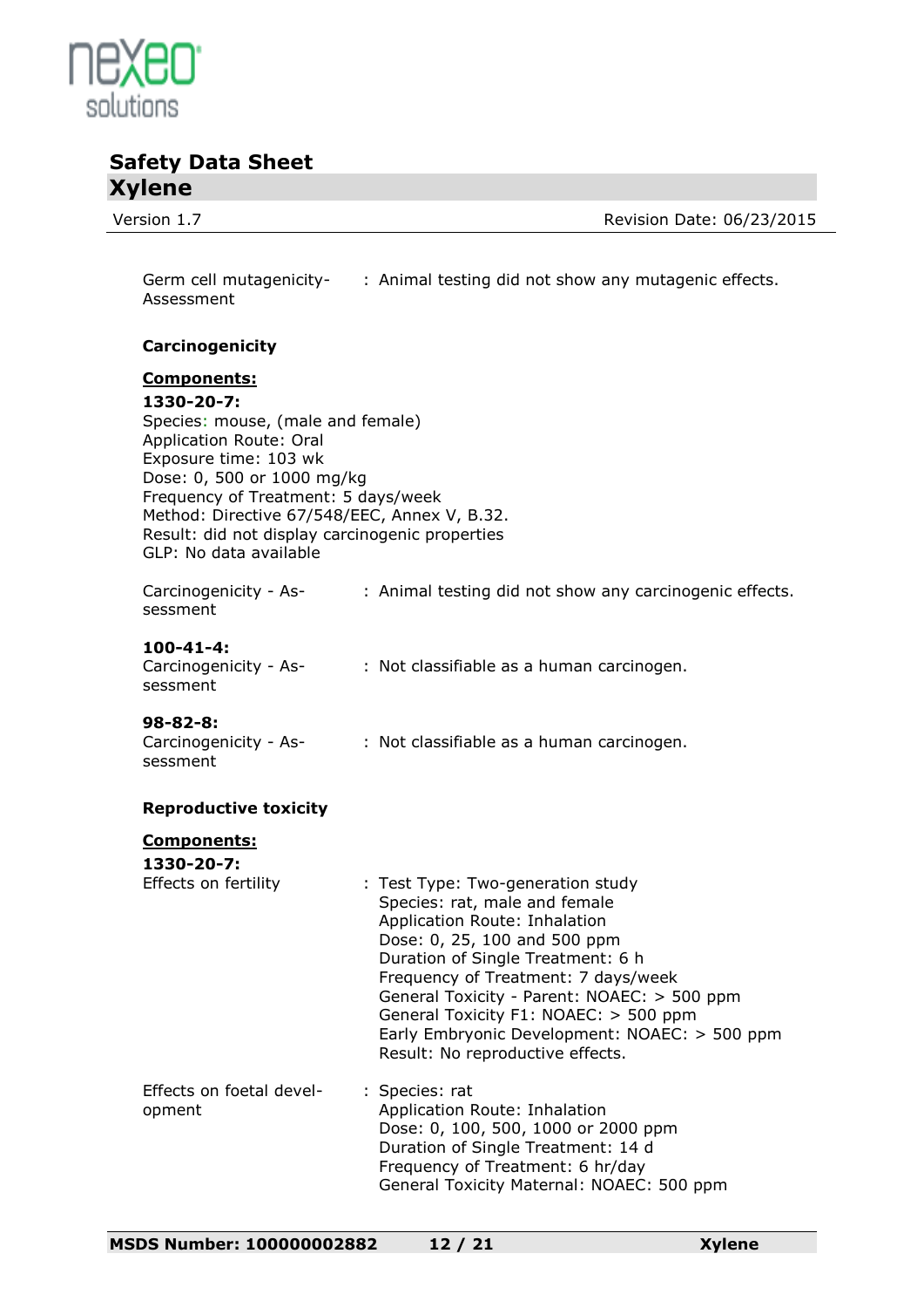Germ cell mutagenicity-Assessment : Animal testing did not show any mutagenic effects.

**Carcinogenicity**

**Components:**

**1330-20-7:**

Species: mouse, (male and female)
Application Route: Oral
Exposure time: 103 wk
Dose: 0, 500 or 1000 mg/kg
Frequency of Treatment: 5 days/week
Method: Directive 67/548/EEC, Annex V, B.32.
Result: did not display carcinogenic properties
GLP: No data available

Carcinogenicity - Assessment : Animal testing did not show any carcinogenic effects.

**100-41-4:**

Carcinogenicity - Assessment : Not classifiable as a human carcinogen.

**98-82-8:**

Carcinogenicity - Assessment : Not classifiable as a human carcinogen.

**Reproductive toxicity**

**Components:**

**1330-20-7:**

Effects on fertility : Test Type: Two-generation study
Species: rat, male and female
Application Route: Inhalation
Dose: 0, 25, 100 and 500 ppm
Duration of Single Treatment: 6 h
Frequency of Treatment: 7 days/week
General Toxicity - Parent: NOAEC: > 500 ppm
General Toxicity F1: NOAEC: > 500 ppm
Early Embryonic Development: NOAEC: > 500 ppm
Result: No reproductive effects.

Effects on foetal development : Species: rat
Application Route: Inhalation
Dose: 0, 100, 500, 1000 or 2000 ppm
Duration of Single Treatment: 14 d
Frequency of Treatment: 6 hr/day
General Toxicity Maternal: NOAEC: 500 ppm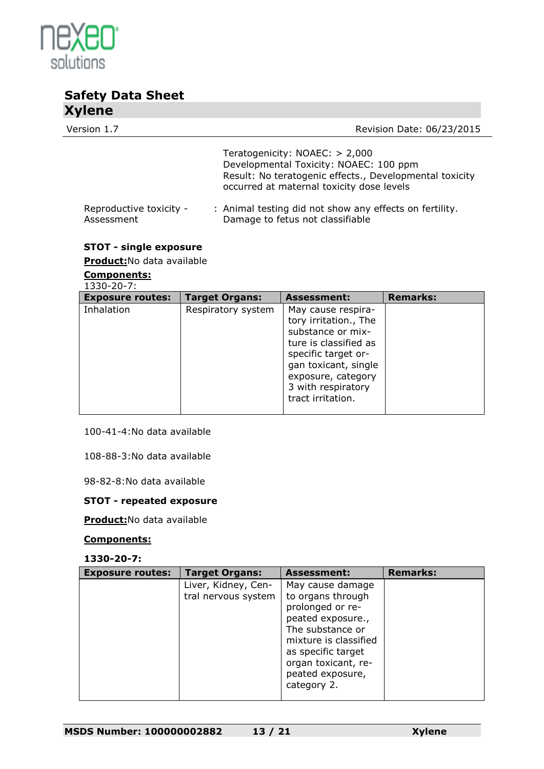Teratogenicity: NOAEC: > 2,000
Developmental Toxicity: NOAEC: 100 ppm
Result: No teratogenic effects., Developmental toxicity occurred at maternal toxicity dose levels

Reproductive toxicity - Assessment : Animal testing did not show any effects on fertility. Damage to fetus not classifiable

**STOT - single exposure**

**Product:** No data available

**Components:**

1330-20-7:

| Exposure routes: | Target Organs: | Assessment: | Remarks: |
|---|---|---|---|
| Inhalation | Respiratory system | May cause respiratory irritation., The substance or mixture is classified as specific target organ toxicant, single exposure, category 3 with respiratory tract irritation. | |

100-41-4:No data available

108-88-3:No data available

98-82-8:No data available

**STOT - repeated exposure**

**Product:** No data available

**Components:**

**1330-20-7:**

| Exposure routes: | Target Organs: | Assessment: | Remarks: |
|---|---|---|---|
| | Liver, Kidney, Central nervous system | May cause damage to organs through prolonged or repeated exposure., The substance or mixture is classified as specific target organ toxicant, repeated exposure, category 2. | |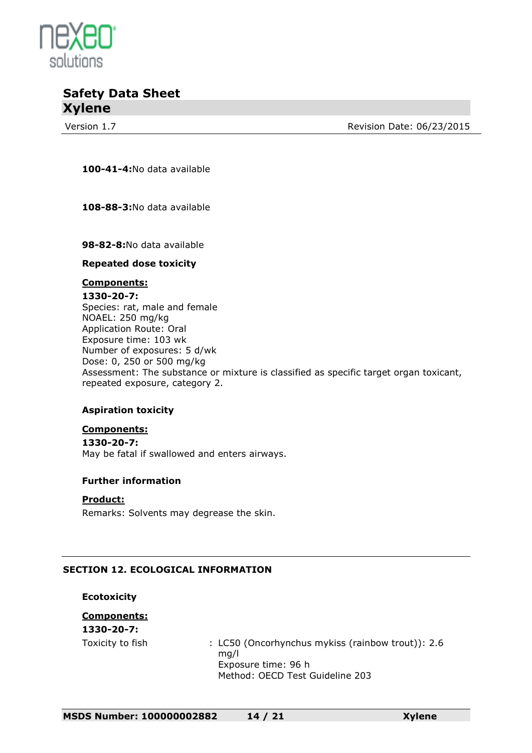**100-41-4:**No data available

**108-88-3:**No data available

**98-82-8:**No data available

**Repeated dose toxicity**

**Components:**

**1330-20-7:**
Species: rat, male and female
NOAEL: 250 mg/kg
Application Route: Oral
Exposure time: 103 wk
Number of exposures: 5 d/wk
Dose: 0, 250 or 500 mg/kg
Assessment: The substance or mixture is classified as specific target organ toxicant, repeated exposure, category 2.

**Aspiration toxicity**

**Components:**

**1330-20-7:**
May be fatal if swallowed and enters airways.

**Further information**

**Product:**
Remarks: Solvents may degrease the skin.

## SECTION 12. ECOLOGICAL INFORMATION

**Ecotoxicity**

**Components:**

**1330-20-7:**

Toxicity to fish : LC50 (Oncorhynchus mykiss (rainbow trout)): 2.6 mg/l
Exposure time: 96 h
Method: OECD Test Guideline 203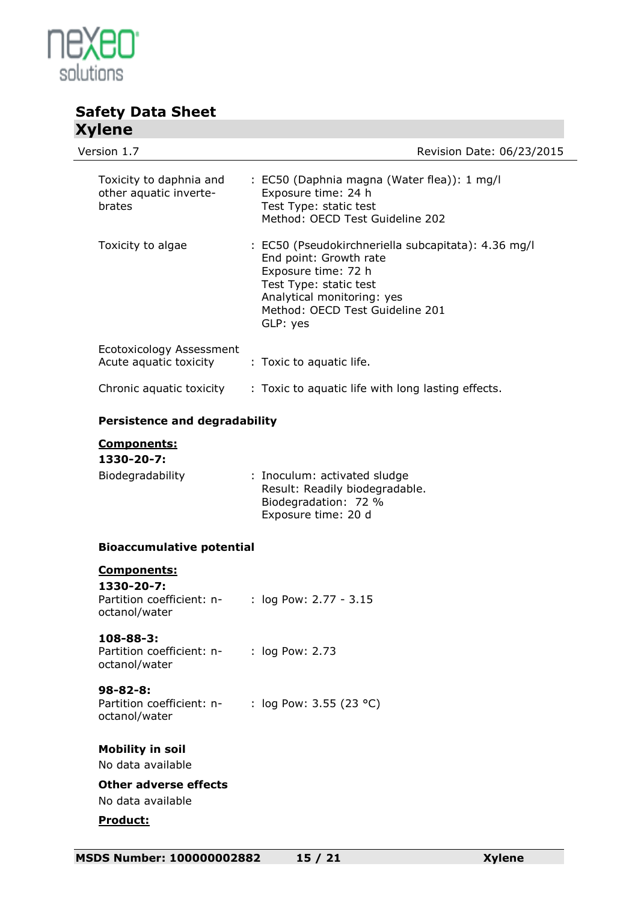| | |
|---|---|
| Toxicity to daphnia and other aquatic invertebrates | : EC50 (Daphnia magna (Water flea)): 1 mg/l<br>Exposure time: 24 h<br>Test Type: static test<br>Method: OECD Test Guideline 202 |
| Toxicity to algae | : EC50 (Pseudokirchneriella subcapitata): 4.36 mg/l<br>End point: Growth rate<br>Exposure time: 72 h<br>Test Type: static test<br>Analytical monitoring: yes<br>Method: OECD Test Guideline 201<br>GLP: yes |
| Ecotoxicology Assessment<br>Acute aquatic toxicity | : Toxic to aquatic life. |
| Chronic aquatic toxicity | : Toxic to aquatic life with long lasting effects. |

**Persistence and degradability**

**Components:**

**1330-20-7:**

| | |
|---|---|
| Biodegradability | : Inoculum: activated sludge<br>Result: Readily biodegradable.<br>Biodegradation: 72 %<br>Exposure time: 20 d |

**Bioaccumulative potential**

**Components:**

**1330-20-7:**

| | |
|---|---|
| Partition coefficient: n-octanol/water | : log Pow: 2.77 - 3.15 |

**108-88-3:**

| | |
|---|---|
| Partition coefficient: n-octanol/water | : log Pow: 2.73 |

**98-82-8:**

| | |
|---|---|
| Partition coefficient: n-octanol/water | : log Pow: 3.55 (23 °C) |

**Mobility in soil**

No data available

**Other adverse effects**

No data available

**Product:**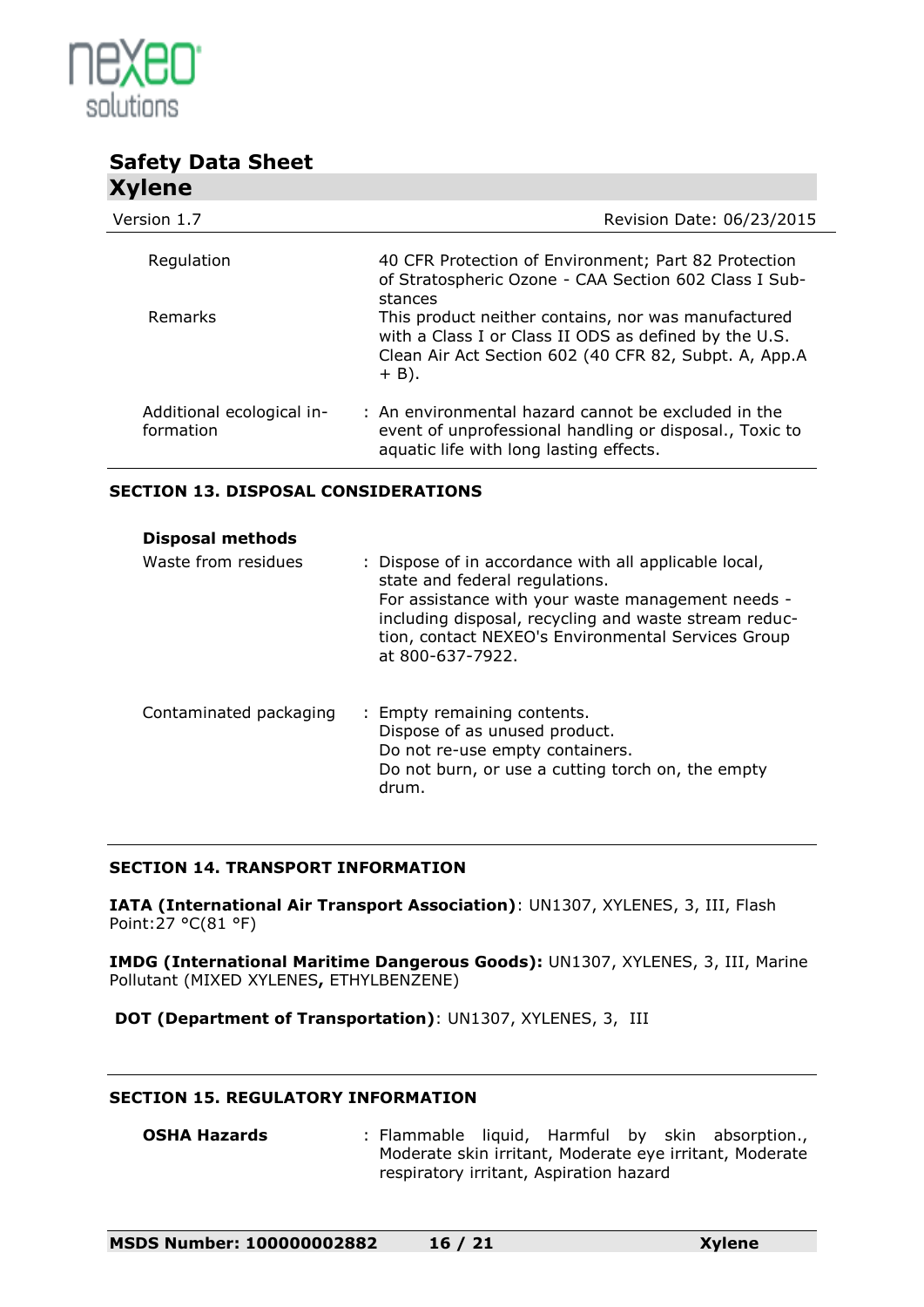| | |
|---|---|
| Regulation | 40 CFR Protection of Environment; Part 82 Protection of Stratospheric Ozone - CAA Section 602 Class I Substances |
| Remarks | This product neither contains, nor was manufactured with a Class I or Class II ODS as defined by the U.S. Clean Air Act Section 602 (40 CFR 82, Subpt. A, App.A + B). |

Additional ecological information : An environmental hazard cannot be excluded in the event of unprofessional handling or disposal., Toxic to aquatic life with long lasting effects.

## SECTION 13. DISPOSAL CONSIDERATIONS

**Disposal methods**

Waste from residues : Dispose of in accordance with all applicable local, state and federal regulations.
For assistance with your waste management needs - including disposal, recycling and waste stream reduction, contact NEXEO's Environmental Services Group at 800-637-7922.

Contaminated packaging : Empty remaining contents.
Dispose of as unused product.
Do not re-use empty containers.
Do not burn, or use a cutting torch on, the empty drum.

## SECTION 14. TRANSPORT INFORMATION

**IATA (International Air Transport Association)**: UN1307, XYLENES, 3, III, Flash Point:27 °C(81 °F)

**IMDG (International Maritime Dangerous Goods):** UN1307, XYLENES, 3, III, Marine Pollutant (MIXED XYLENES**,** ETHYLBENZENE)

**DOT (Department of Transportation)**: UN1307, XYLENES, 3, III

## SECTION 15. REGULATORY INFORMATION

**OSHA Hazards** : Flammable liquid, Harmful by skin absorption., Moderate skin irritant, Moderate eye irritant, Moderate respiratory irritant, Aspiration hazard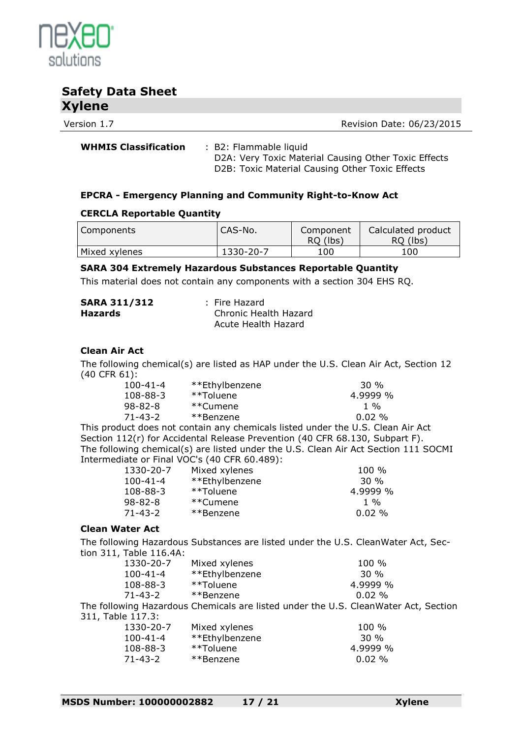**WHMIS Classification** : B2: Flammable liquid
D2A: Very Toxic Material Causing Other Toxic Effects
D2B: Toxic Material Causing Other Toxic Effects

### EPCRA - Emergency Planning and Community Right-to-Know Act

**CERCLA Reportable Quantity**

| Components | CAS-No. | Component RQ (lbs) | Calculated product RQ (lbs) |
|---|---|---|---|
| Mixed xylenes | 1330-20-7 | 100 | 100 |

**SARA 304 Extremely Hazardous Substances Reportable Quantity**

This material does not contain any components with a section 304 EHS RQ.

**SARA 311/312 Hazards** : Fire Hazard
Chronic Health Hazard
Acute Health Hazard

**Clean Air Act**

The following chemical(s) are listed as HAP under the U.S. Clean Air Act, Section 12 (40 CFR 61):

| | | |
|---|---|---|
| 100-41-4 | **Ethylbenzene | 30 % |
| 108-88-3 | **Toluene | 4.9999 % |
| 98-82-8 | **Cumene | 1 % |
| 71-43-2 | **Benzene | 0.02 % |

This product does not contain any chemicals listed under the U.S. Clean Air Act Section 112(r) for Accidental Release Prevention (40 CFR 68.130, Subpart F).

The following chemical(s) are listed under the U.S. Clean Air Act Section 111 SOCMI Intermediate or Final VOC's (40 CFR 60.489):

| | | |
|---|---|---|
| 1330-20-7 | Mixed xylenes | 100 % |
| 100-41-4 | **Ethylbenzene | 30 % |
| 108-88-3 | **Toluene | 4.9999 % |
| 98-82-8 | **Cumene | 1 % |
| 71-43-2 | **Benzene | 0.02 % |

**Clean Water Act**

The following Hazardous Substances are listed under the U.S. CleanWater Act, Section 311, Table 116.4A:

| | | |
|---|---|---|
| 1330-20-7 | Mixed xylenes | 100 % |
| 100-41-4 | **Ethylbenzene | 30 % |
| 108-88-3 | **Toluene | 4.9999 % |
| 71-43-2 | **Benzene | 0.02 % |

The following Hazardous Chemicals are listed under the U.S. CleanWater Act, Section 311, Table 117.3:

| | | |
|---|---|---|
| 1330-20-7 | Mixed xylenes | 100 % |
| 100-41-4 | **Ethylbenzene | 30 % |
| 108-88-3 | **Toluene | 4.9999 % |
| 71-43-2 | **Benzene | 0.02 % |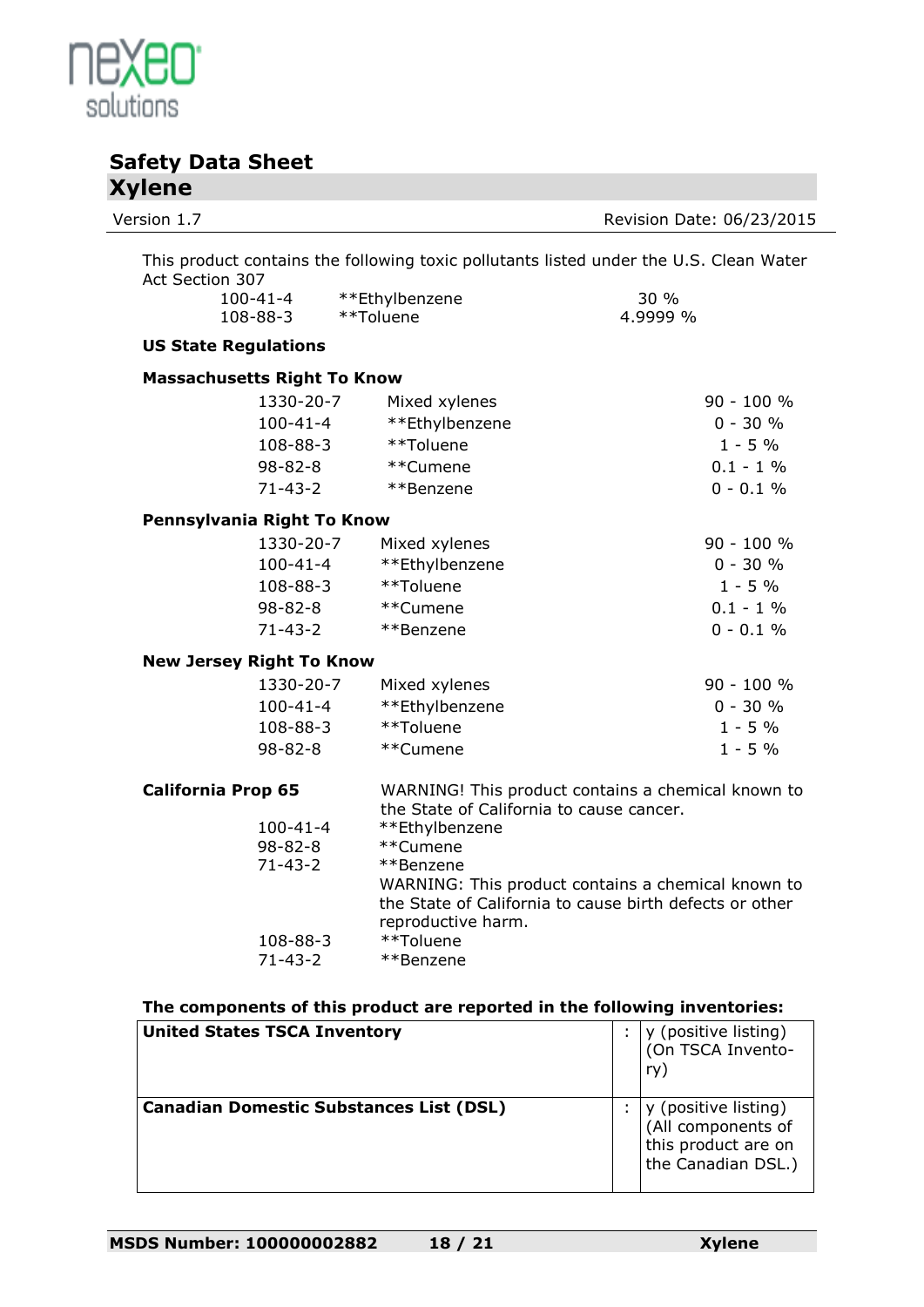This product contains the following toxic pollutants listed under the U.S. Clean Water Act Section 307

| | | |
|---|---|---|
| 100-41-4 | **Ethylbenzene | 30 % |
| 108-88-3 | **Toluene | 4.9999 % |

**US State Regulations**

**Massachusetts Right To Know**

| | | |
|---|---|---|
| 1330-20-7 | Mixed xylenes | 90 - 100 % |
| 100-41-4 | **Ethylbenzene | 0 - 30 % |
| 108-88-3 | **Toluene | 1 - 5 % |
| 98-82-8 | **Cumene | 0.1 - 1 % |
| 71-43-2 | **Benzene | 0 - 0.1 % |

**Pennsylvania Right To Know**

| | | |
|---|---|---|
| 1330-20-7 | Mixed xylenes | 90 - 100 % |
| 100-41-4 | **Ethylbenzene | 0 - 30 % |
| 108-88-3 | **Toluene | 1 - 5 % |
| 98-82-8 | **Cumene | 0.1 - 1 % |
| 71-43-2 | **Benzene | 0 - 0.1 % |

**New Jersey Right To Know**

| | | |
|---|---|---|
| 1330-20-7 | Mixed xylenes | 90 - 100 % |
| 100-41-4 | **Ethylbenzene | 0 - 30 % |
| 108-88-3 | **Toluene | 1 - 5 % |
| 98-82-8 | **Cumene | 1 - 5 % |

**California Prop 65**

WARNING! This product contains a chemical known to the State of California to cause cancer.

| | |
|---|---|
| 100-41-4 | **Ethylbenzene |
| 98-82-8 | **Cumene |
| 71-43-2 | **Benzene |

WARNING: This product contains a chemical known to the State of California to cause birth defects or other reproductive harm.

| | |
|---|---|
| 108-88-3 | **Toluene |
| 71-43-2 | **Benzene |

**The components of this product are reported in the following inventories:**

| | | |
|---|---|---|
| **United States TSCA Inventory** | : | y (positive listing) (On TSCA Inventory) |
| **Canadian Domestic Substances List (DSL)** | : | y (positive listing) (All components of this product are on the Canadian DSL.) |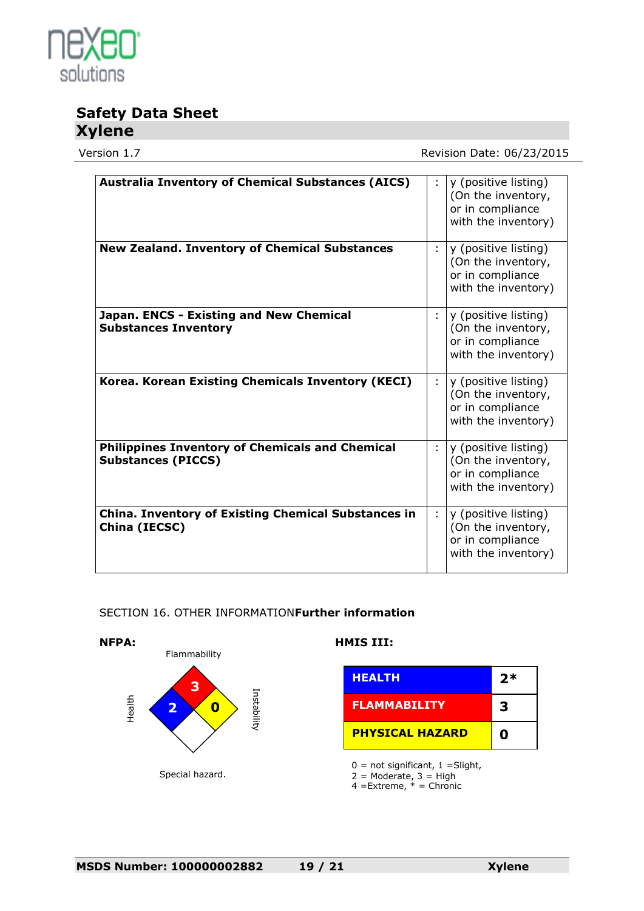| | | |
|---|---|---|
| **Australia Inventory of Chemical Substances (AICS)** | : | y (positive listing) (On the inventory, or in compliance with the inventory) |
| **New Zealand. Inventory of Chemical Substances** | : | y (positive listing) (On the inventory, or in compliance with the inventory) |
| **Japan. ENCS - Existing and New Chemical Substances Inventory** | : | y (positive listing) (On the inventory, or in compliance with the inventory) |
| **Korea. Korean Existing Chemicals Inventory (KECI)** | : | y (positive listing) (On the inventory, or in compliance with the inventory) |
| **Philippines Inventory of Chemicals and Chemical Substances (PICCS)** | : | y (positive listing) (On the inventory, or in compliance with the inventory) |
| **China. Inventory of Existing Chemical Substances in China (IECSC)** | : | y (positive listing) (On the inventory, or in compliance with the inventory) |

## SECTION 16. OTHER INFORMATION

**Further information**

**NFPA:**

Flammability: 3

Health: 2

Instability: 0

Special hazard.

**HMIS III:**

| | |
|---|---|
| **HEALTH** | **2*** |
| **FLAMMABILITY** | **3** |
| **PHYSICAL HAZARD** | **0** |

0 = not significant, 1 =Slight,
2 = Moderate, 3 = High
4 =Extreme, * = Chronic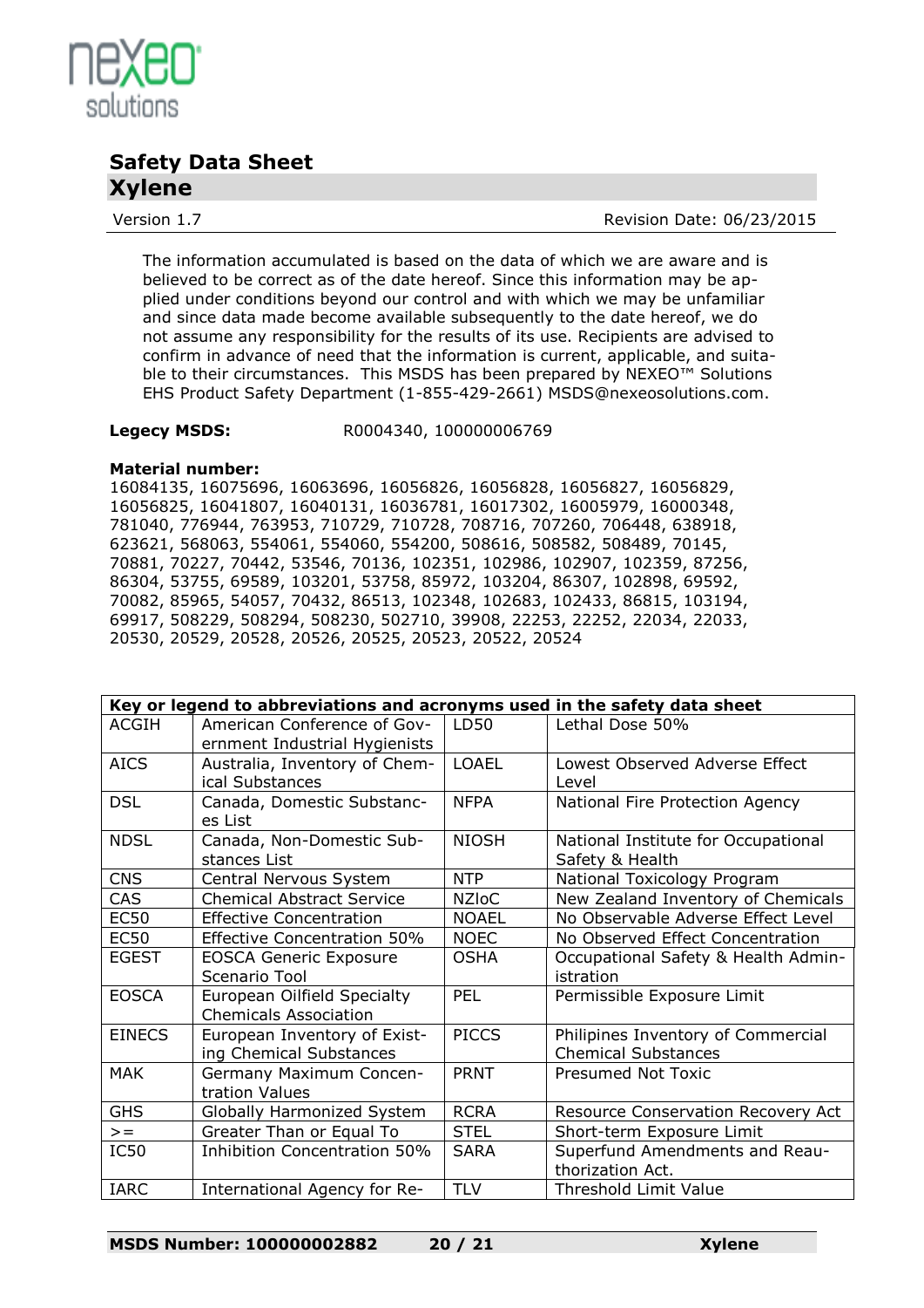The information accumulated is based on the data of which we are aware and is believed to be correct as of the date hereof. Since this information may be applied under conditions beyond our control and with which we may be unfamiliar and since data made become available subsequently to the date hereof, we do not assume any responsibility for the results of its use. Recipients are advised to confirm in advance of need that the information is current, applicable, and suitable to their circumstances. This MSDS has been prepared by NEXEO™ Solutions EHS Product Safety Department (1-855-429-2661) MSDS@nexeosolutions.com.

**Legecy MSDS:** R0004340, 100000006769

**Material number:**
16084135, 16075696, 16063696, 16056826, 16056828, 16056827, 16056829, 16056825, 16041807, 16040131, 16036781, 16017302, 16005979, 16000348, 781040, 776944, 763953, 710729, 710728, 708716, 707260, 706448, 638918, 623621, 568063, 554061, 554060, 554200, 508616, 508582, 508489, 70145, 70881, 70227, 70442, 53546, 70136, 102351, 102986, 102907, 102359, 87256, 86304, 53755, 69589, 103201, 53758, 85972, 103204, 86307, 102898, 69592, 70082, 85965, 54057, 70432, 86513, 102348, 102683, 102433, 86815, 103194, 69917, 508229, 508294, 508230, 502710, 39908, 22253, 22252, 22034, 22033, 20530, 20529, 20528, 20526, 20525, 20523, 20522, 20524

| Key or legend to abbreviations and acronyms used in the safety data sheet | | | |
|---|---|---|---|
| ACGIH | American Conference of Government Industrial Hygienists | LD50 | Lethal Dose 50% |
| AICS | Australia, Inventory of Chemical Substances | LOAEL | Lowest Observed Adverse Effect Level |
| DSL | Canada, Domestic Substances List | NFPA | National Fire Protection Agency |
| NDSL | Canada, Non-Domestic Substances List | NIOSH | National Institute for Occupational Safety & Health |
| CNS | Central Nervous System | NTP | National Toxicology Program |
| CAS | Chemical Abstract Service | NZIoC | New Zealand Inventory of Chemicals |
| EC50 | Effective Concentration | NOAEL | No Observable Adverse Effect Level |
| EC50 | Effective Concentration 50% | NOEC | No Observed Effect Concentration |
| EGEST | EOSCA Generic Exposure Scenario Tool | OSHA | Occupational Safety & Health Administration |
| EOSCA | European Oilfield Specialty Chemicals Association | PEL | Permissible Exposure Limit |
| EINECS | European Inventory of Existing Chemical Substances | PICCS | Philipines Inventory of Commercial Chemical Substances |
| MAK | Germany Maximum Concentration Values | PRNT | Presumed Not Toxic |
| GHS | Globally Harmonized System | RCRA | Resource Conservation Recovery Act |
| >= | Greater Than or Equal To | STEL | Short-term Exposure Limit |
| IC50 | Inhibition Concentration 50% | SARA | Superfund Amendments and Reauthorization Act. |
| IARC | International Agency for Re- | TLV | Threshold Limit Value |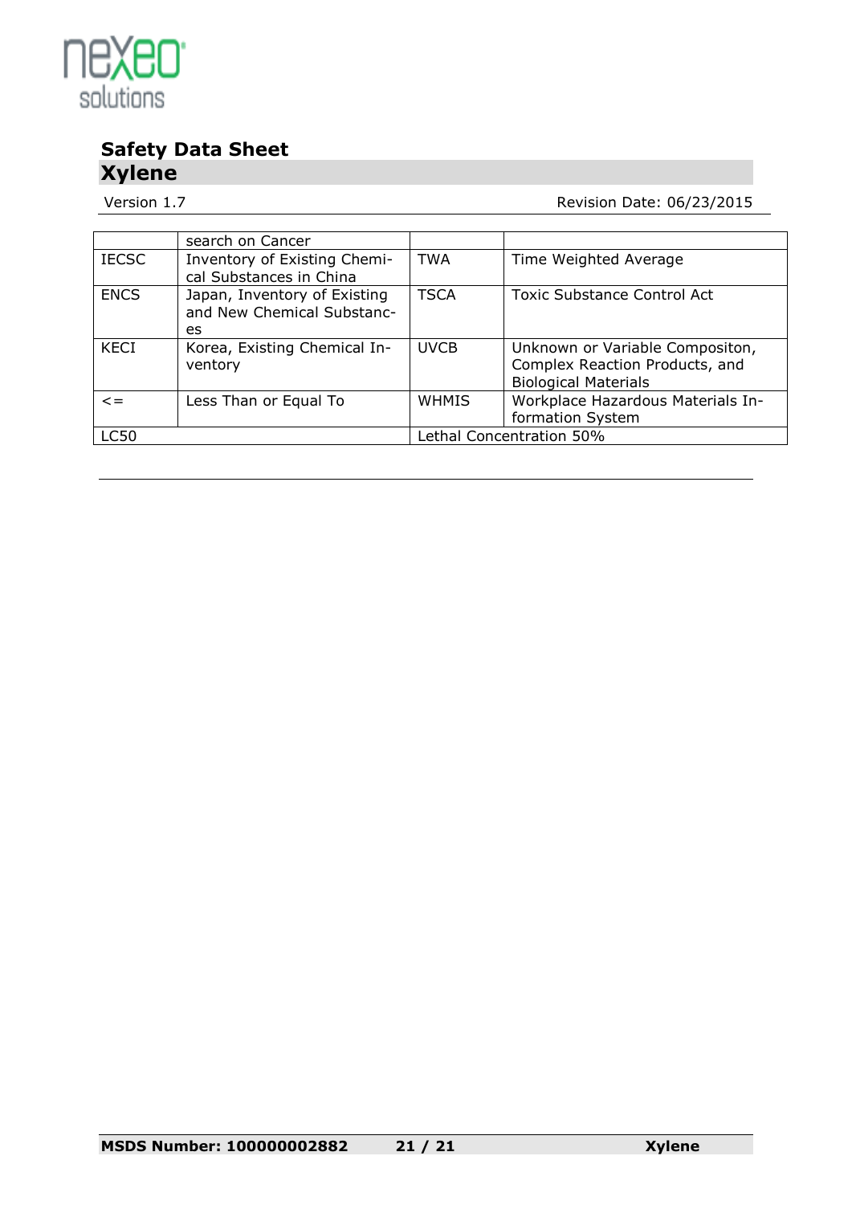| | | | |
|---|---|---|---|
| | search on Cancer | | |
| IECSC | Inventory of Existing Chemical Substances in China | TWA | Time Weighted Average |
| ENCS | Japan, Inventory of Existing and New Chemical Substances | TSCA | Toxic Substance Control Act |
| KECI | Korea, Existing Chemical Inventory | UVCB | Unknown or Variable Compositon, Complex Reaction Products, and Biological Materials |
| <= | Less Than or Equal To | WHMIS | Workplace Hazardous Materials Information System |
| LC50 | | Lethal Concentration 50% | |